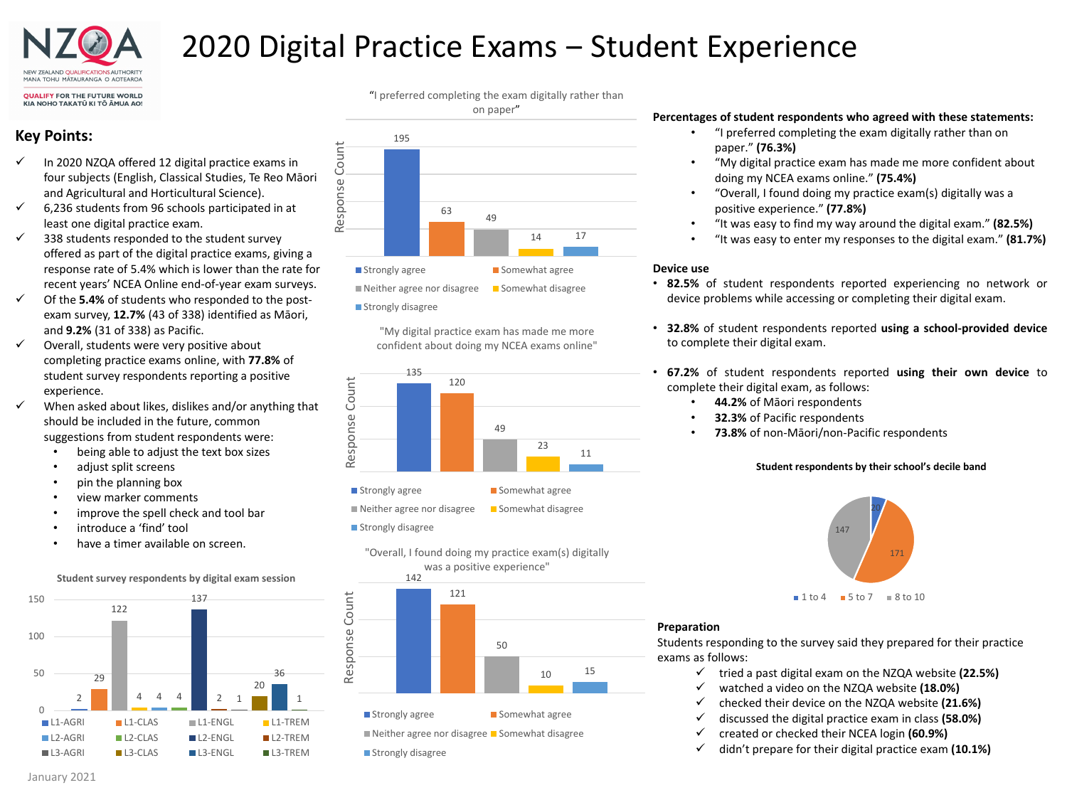# 2020 Digital Practice Exams – Student Experience

NZQA
NEW ZEALAND QUALIFICATIONS AUTHORITY
MANA TOHU MĀTAURANGA O AOTEAROA
QUALIFY FOR THE FUTURE WORLD
KIA NOHO TAKATŪ KI TŌ ĀMUA AO!

## Key Points:

- ✓ In 2020 NZQA offered 12 digital practice exams in four subjects (English, Classical Studies, Te Reo Māori and Agricultural and Horticultural Science).
- ✓ 6,236 students from 96 schools participated in at least one digital practice exam.
- ✓ 338 students responded to the student survey offered as part of the digital practice exams, giving a response rate of 5.4% which is lower than the rate for recent years' NCEA Online end-of-year exam surveys.
- ✓ Of the **5.4%** of students who responded to the post-exam survey, **12.7%** (43 of 338) identified as Māori, and **9.2%** (31 of 338) as Pacific.
- ✓ Overall, students were very positive about completing practice exams online, with **77.8%** of student survey respondents reporting a positive experience.
- ✓ When asked about likes, dislikes and/or anything that should be included in the future, common suggestions from student respondents were:
  - being able to adjust the text box sizes
  - adjust split screens
  - pin the planning box
  - view marker comments
  - improve the spell check and tool bar
  - introduce a 'find' tool
  - have a timer available on screen.

**Student survey respondents by digital exam session**

| Session | Respondents |
| --- | --- |
| L1-AGRI | 2 |
| L1-CLAS | 29 |
| L1-ENGL | 122 |
| L1-TREM | 4 |
| L2-AGRI | 4 |
| L2-CLAS | 4 |
| L2-ENGL | 137 |
| L2-TREM | 2 |
| L3-AGRI | 1 |
| L3-CLAS | 20 |
| L3-ENGL | 36 |
| L3-TREM | 1 |

"I preferred completing the exam digitally rather than on paper"

| Response | Response Count |
| --- | --- |
| Strongly agree | 195 |
| Somewhat agree | 63 |
| Neither agree nor disagree | 49 |
| Somewhat disagree | 14 |
| Strongly disagree | 17 |

"My digital practice exam has made me more confident about doing my NCEA exams online"

| Response | Response Count |
| --- | --- |
| Strongly agree | 135 |
| Somewhat agree | 120 |
| Neither agree nor disagree | 49 |
| Somewhat disagree | 23 |
| Strongly disagree | 11 |

"Overall, I found doing my practice exam(s) digitally was a positive experience"

| Response | Response Count |
| --- | --- |
| Strongly agree | 142 |
| Somewhat agree | 121 |
| Neither agree nor disagree | 50 |
| Somewhat disagree | 10 |
| Strongly disagree | 15 |

**Percentages of student respondents who agreed with these statements:**

- "I preferred completing the exam digitally rather than on paper." **(76.3%)**
- "My digital practice exam has made me more confident about doing my NCEA exams online." **(75.4%)**
- "Overall, I found doing my practice exam(s) digitally was a positive experience." **(77.8%)**
- "It was easy to find my way around the digital exam." **(82.5%)**
- "It was easy to enter my responses to the digital exam." **(81.7%)**

**Device use**

- **82.5%** of student respondents reported experiencing no network or device problems while accessing or completing their digital exam.
- **32.8%** of student respondents reported **using a school-provided device** to complete their digital exam.
- **67.2%** of student respondents reported **using their own device** to complete their digital exam, as follows:
  - **44.2%** of Māori respondents
  - **32.3%** of Pacific respondents
  - **73.8%** of non-Māori/non-Pacific respondents

**Student respondents by their school's decile band**

| Decile band | Respondents |
| --- | --- |
| 1 to 4 | 20 |
| 5 to 7 | 171 |
| 8 to 10 | 147 |

**Preparation**

Students responding to the survey said they prepared for their practice exams as follows:

- ✓ tried a past digital exam on the NZQA website **(22.5%)**
- ✓ watched a video on the NZQA website **(18.0%)**
- ✓ checked their device on the NZQA website **(21.6%)**
- ✓ discussed the digital practice exam in class **(58.0%)**
- ✓ created or checked their NCEA login **(60.9%)**
- ✓ didn't prepare for their digital practice exam **(10.1%)**

January 2021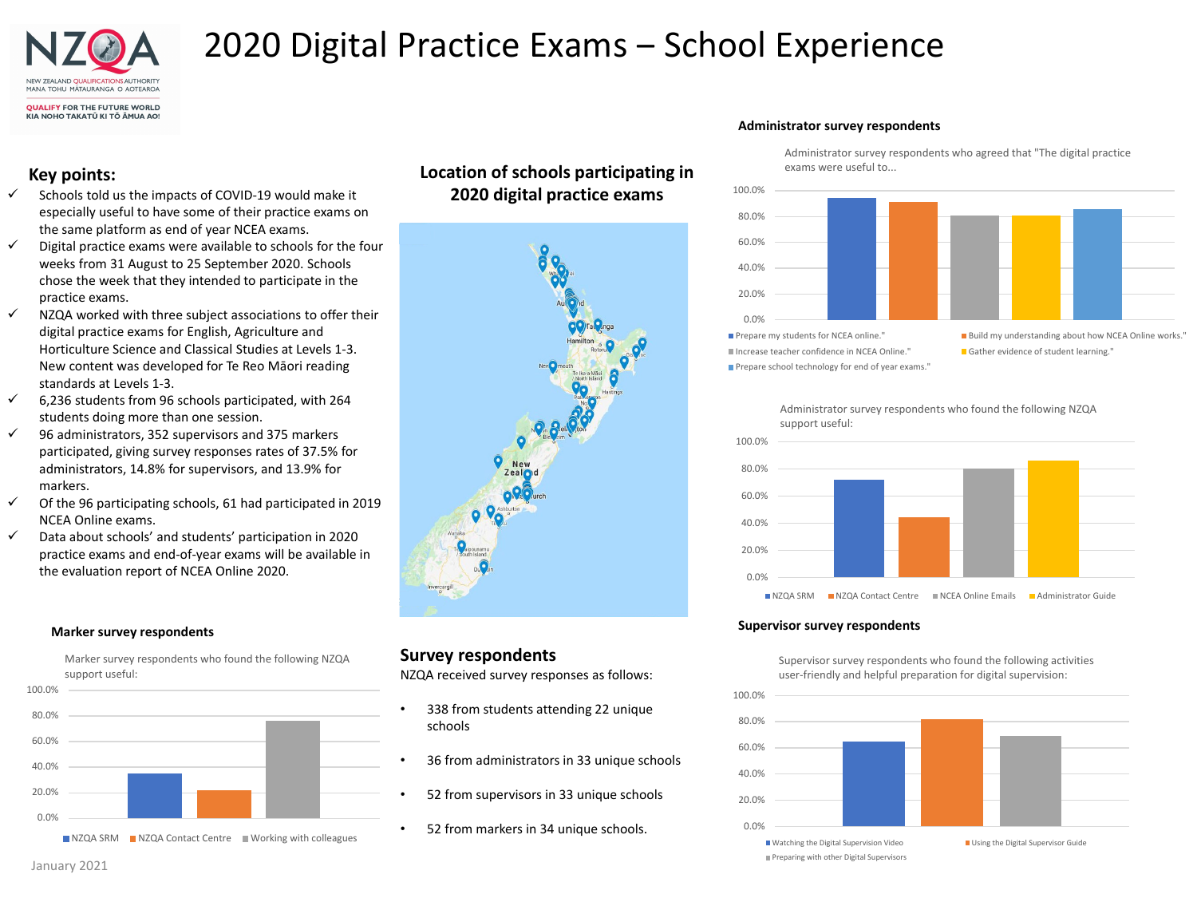# 2020 Digital Practice Exams – School Experience

NZQA
NEW ZEALAND QUALIFICATIONS AUTHORITY
MANA TOHU MĀTAURANGA O AOTEAROA
QUALIFY FOR THE FUTURE WORLD
KIA NOHO TAKATŪ KI TŌ ĀMUA AO!

## Key points:

- ✓ Schools told us the impacts of COVID-19 would make it especially useful to have some of their practice exams on the same platform as end of year NCEA exams.
- ✓ Digital practice exams were available to schools for the four weeks from 31 August to 25 September 2020. Schools chose the week that they intended to participate in the practice exams.
- ✓ NZQA worked with three subject associations to offer their digital practice exams for English, Agriculture and Horticulture Science and Classical Studies at Levels 1-3. New content was developed for Te Reo Māori reading standards at Levels 1-3.
- ✓ 6,236 students from 96 schools participated, with 264 students doing more than one session.
- ✓ 96 administrators, 352 supervisors and 375 markers participated, giving survey responses rates of 37.5% for administrators, 14.8% for supervisors, and 13.9% for markers.
- ✓ Of the 96 participating schools, 61 had participated in 2019 NCEA Online exams.
- ✓ Data about schools' and students' participation in 2020 practice exams and end-of-year exams will be available in the evaluation report of NCEA Online 2020.

## Location of schools participating in 2020 digital practice exams

## Survey respondents

NZQA received survey responses as follows:

- 338 from students attending 22 unique schools
- 36 from administrators in 33 unique schools
- 52 from supervisors in 33 unique schools
- 52 from markers in 34 unique schools.

### Marker survey respondents

Marker survey respondents who found the following NZQA support useful:

100.0%
80.0%
60.0%
40.0%
20.0%
0.0%

NZQA SRM
NZQA Contact Centre
Working with colleagues

### Administrator survey respondents

Administrator survey respondents who agreed that "The digital practice exams were useful to...

100.0%
80.0%
60.0%
40.0%
20.0%
0.0%

Prepare my students for NCEA online."
Build my understanding about how NCEA Online works."
Increase teacher confidence in NCEA Online."
Gather evidence of student learning."
Prepare school technology for end of year exams."

Administrator survey respondents who found the following NZQA support useful:

100.0%
80.0%
60.0%
40.0%
20.0%
0.0%

NZQA SRM
NZQA Contact Centre
NCEA Online Emails
Administrator Guide

### Supervisor survey respondents

Supervisor survey respondents who found the following activities user-friendly and helpful preparation for digital supervision:

100.0%
80.0%
60.0%
40.0%
20.0%
0.0%

Watching the Digital Supervision Video
Using the Digital Supervisor Guide
Preparing with other Digital Supervisors

January 2021